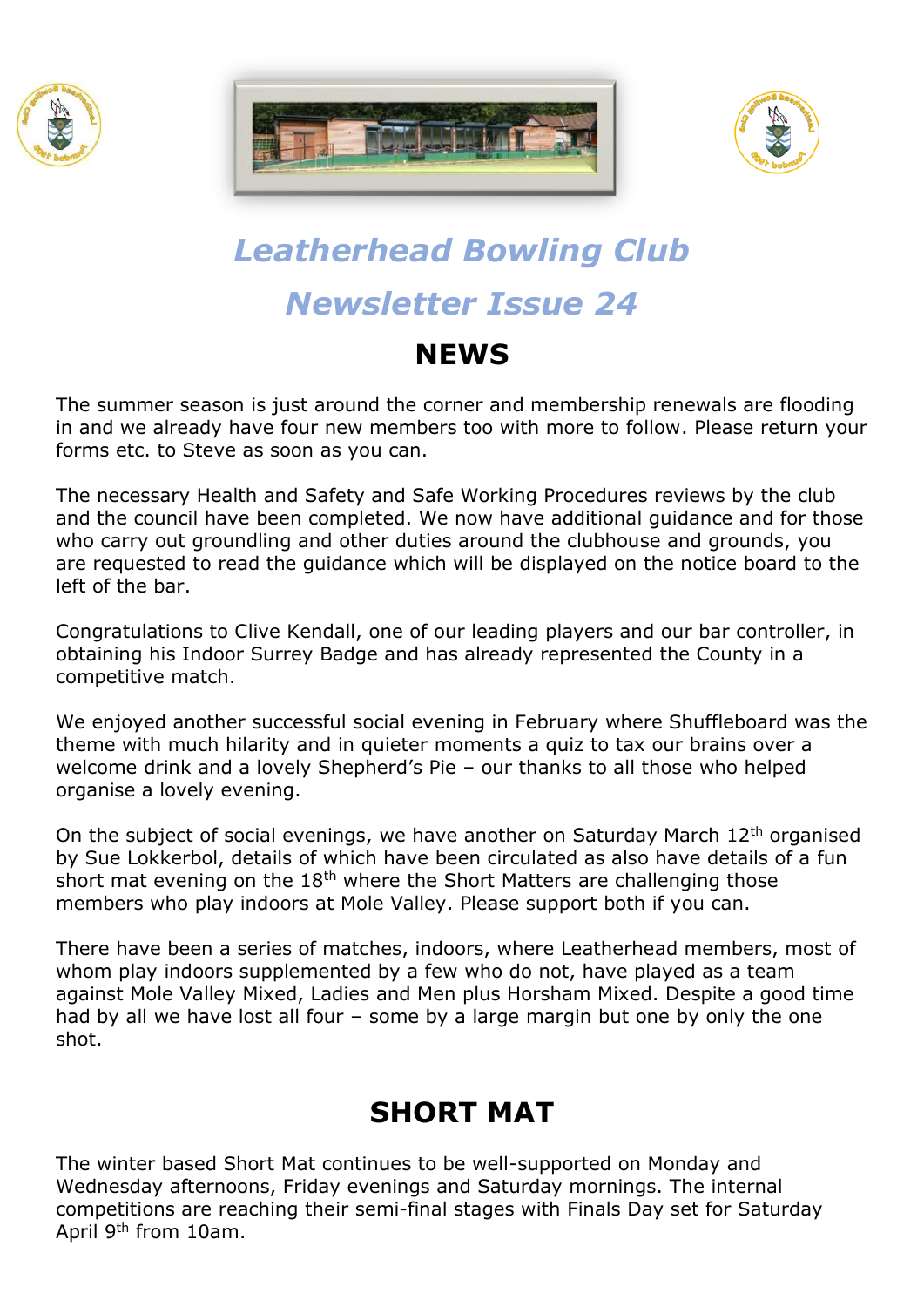# *Leatherhead Bowling Club*

# *Newsletter Issue 24*

## NEWS

The summer season is just around the corner and membership renewals are flooding in and we already have four new members too with more to follow. Please return your forms etc. to Steve as soon as you can.

The necessary Health and Safety and Safe Working Procedures reviews by the club and the council have been completed. We now have additional guidance and for those who carry out groundling and other duties around the clubhouse and grounds, you are requested to read the guidance which will be displayed on the notice board to the left of the bar.

Congratulations to Clive Kendall, one of our leading players and our bar controller, in obtaining his Indoor Surrey Badge and has already represented the County in a competitive match.

We enjoyed another successful social evening in February where Shuffleboard was the theme with much hilarity and in quieter moments a quiz to tax our brains over a welcome drink and a lovely Shepherd's Pie – our thanks to all those who helped organise a lovely evening.

On the subject of social evenings, we have another on Saturday March 12th organised by Sue Lokkerbol, details of which have been circulated as also have details of a fun short mat evening on the 18th where the Short Matters are challenging those members who play indoors at Mole Valley. Please support both if you can.

There have been a series of matches, indoors, where Leatherhead members, most of whom play indoors supplemented by a few who do not, have played as a team against Mole Valley Mixed, Ladies and Men plus Horsham Mixed. Despite a good time had by all we have lost all four – some by a large margin but one by only the one shot.

## SHORT MAT

The winter based Short Mat continues to be well-supported on Monday and Wednesday afternoons, Friday evenings and Saturday mornings. The internal competitions are reaching their semi-final stages with Finals Day set for Saturday April 9th from 10am.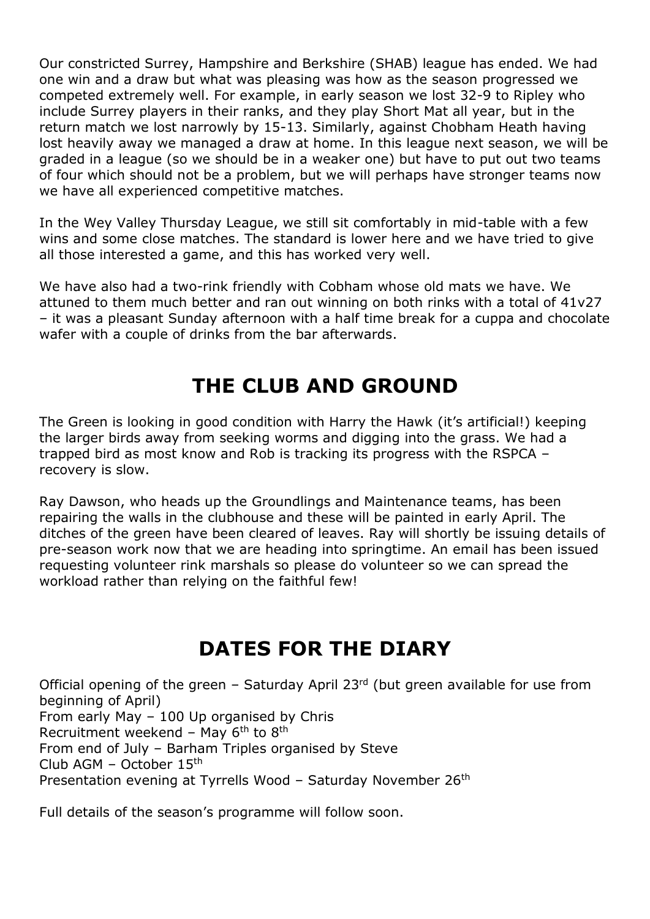Our constricted Surrey, Hampshire and Berkshire (SHAB) league has ended. We had one win and a draw but what was pleasing was how as the season progressed we competed extremely well. For example, in early season we lost 32-9 to Ripley who include Surrey players in their ranks, and they play Short Mat all year, but in the return match we lost narrowly by 15-13. Similarly, against Chobham Heath having lost heavily away we managed a draw at home. In this league next season, we will be graded in a league (so we should be in a weaker one) but have to put out two teams of four which should not be a problem, but we will perhaps have stronger teams now we have all experienced competitive matches.

In the Wey Valley Thursday League, we still sit comfortably in mid-table with a few wins and some close matches. The standard is lower here and we have tried to give all those interested a game, and this has worked very well.

We have also had a two-rink friendly with Cobham whose old mats we have. We attuned to them much better and ran out winning on both rinks with a total of 41v27 – it was a pleasant Sunday afternoon with a half time break for a cuppa and chocolate wafer with a couple of drinks from the bar afterwards.

# THE CLUB AND GROUND

The Green is looking in good condition with Harry the Hawk (it's artificial!) keeping the larger birds away from seeking worms and digging into the grass. We had a trapped bird as most know and Rob is tracking its progress with the RSPCA – recovery is slow.

Ray Dawson, who heads up the Groundlings and Maintenance teams, has been repairing the walls in the clubhouse and these will be painted in early April. The ditches of the green have been cleared of leaves. Ray will shortly be issuing details of pre-season work now that we are heading into springtime. An email has been issued requesting volunteer rink marshals so please do volunteer so we can spread the workload rather than relying on the faithful few!

# DATES FOR THE DIARY

Official opening of the green – Saturday April 23rd (but green available for use from beginning of April)
From early May – 100 Up organised by Chris
Recruitment weekend – May 6th to 8th
From end of July – Barham Triples organised by Steve
Club AGM – October 15th
Presentation evening at Tyrrells Wood – Saturday November 26th

Full details of the season's programme will follow soon.